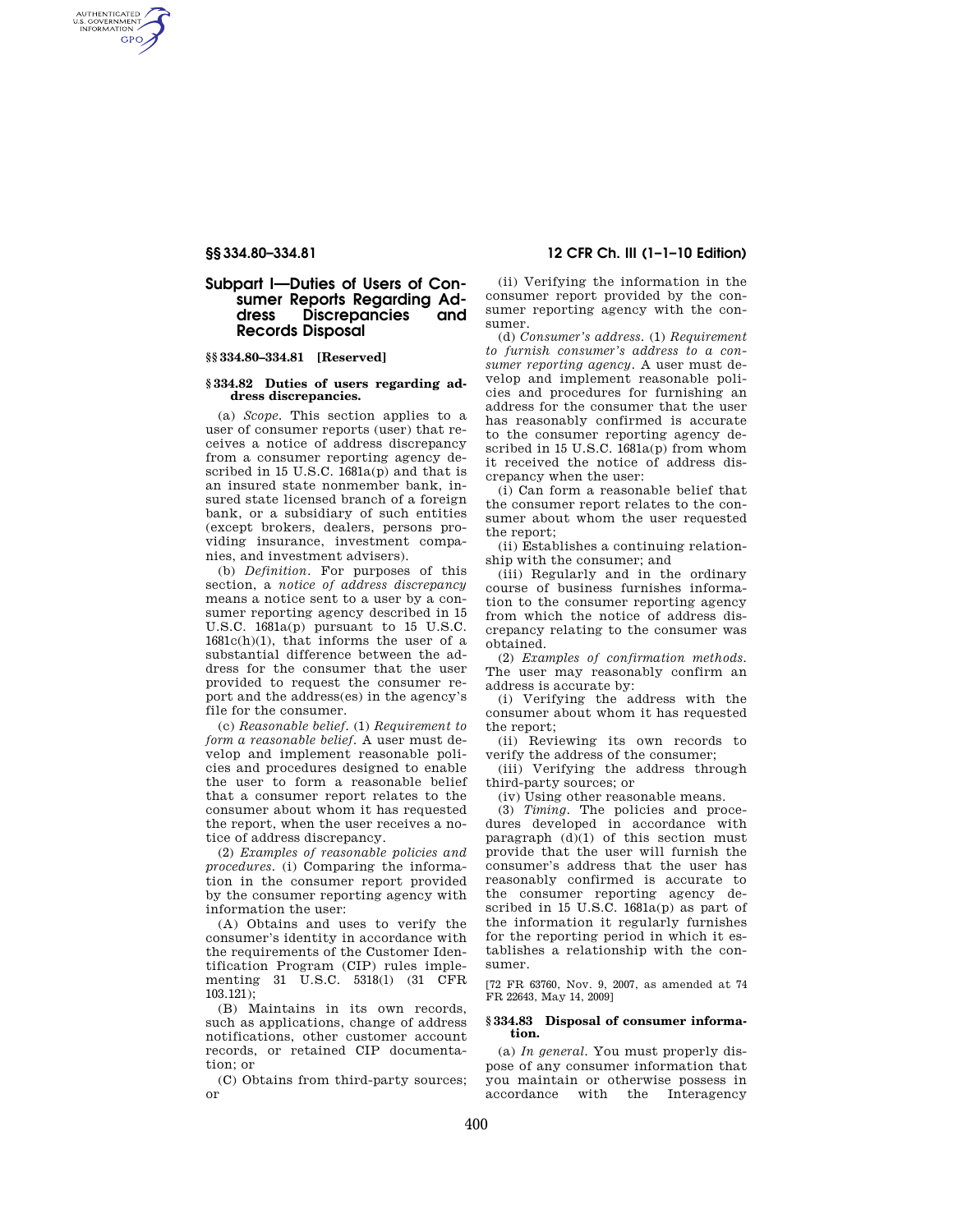## Subpart I—Duties of Users of Consumer Reports Regarding Address Discrepancies and Records Disposal

### §§ 334.80–334.81 [Reserved]

### § 334.82 Duties of users regarding address discrepancies.

(a) *Scope.* This section applies to a user of consumer reports (user) that receives a notice of address discrepancy from a consumer reporting agency described in 15 U.S.C. 1681a(p) and that is an insured state nonmember bank, insured state licensed branch of a foreign bank, or a subsidiary of such entities (except brokers, dealers, persons providing insurance, investment companies, and investment advisers).

(b) *Definition.* For purposes of this section, a *notice of address discrepancy* means a notice sent to a user by a consumer reporting agency described in 15 U.S.C. 1681a(p) pursuant to 15 U.S.C. 1681c(h)(1), that informs the user of a substantial difference between the address for the consumer that the user provided to request the consumer report and the address(es) in the agency's file for the consumer.

(c) *Reasonable belief.* (1) *Requirement to form a reasonable belief.* A user must develop and implement reasonable policies and procedures designed to enable the user to form a reasonable belief that a consumer report relates to the consumer about whom it has requested the report, when the user receives a notice of address discrepancy.

(2) *Examples of reasonable policies and procedures.* (i) Comparing the information in the consumer report provided by the consumer reporting agency with information the user:

(A) Obtains and uses to verify the consumer's identity in accordance with the requirements of the Customer Identification Program (CIP) rules implementing 31 U.S.C. 5318(l) (31 CFR 103.121);

(B) Maintains in its own records, such as applications, change of address notifications, other customer account records, or retained CIP documentation; or

(C) Obtains from third-party sources; or

(ii) Verifying the information in the consumer report provided by the consumer reporting agency with the consumer.

(d) *Consumer's address.* (1) *Requirement to furnish consumer's address to a consumer reporting agency.* A user must develop and implement reasonable policies and procedures for furnishing an address for the consumer that the user has reasonably confirmed is accurate to the consumer reporting agency described in 15 U.S.C. 1681a(p) from whom it received the notice of address discrepancy when the user:

(i) Can form a reasonable belief that the consumer report relates to the consumer about whom the user requested the report;

(ii) Establishes a continuing relationship with the consumer; and

(iii) Regularly and in the ordinary course of business furnishes information to the consumer reporting agency from which the notice of address discrepancy relating to the consumer was obtained.

(2) *Examples of confirmation methods.* The user may reasonably confirm an address is accurate by:

(i) Verifying the address with the consumer about whom it has requested the report;

(ii) Reviewing its own records to verify the address of the consumer;

(iii) Verifying the address through third-party sources; or

(iv) Using other reasonable means.

(3) *Timing.* The policies and procedures developed in accordance with paragraph (d)(1) of this section must provide that the user will furnish the consumer's address that the user has reasonably confirmed is accurate to the consumer reporting agency described in 15 U.S.C. 1681a(p) as part of the information it regularly furnishes for the reporting period in which it establishes a relationship with the consumer.

[72 FR 63760, Nov. 9, 2007, as amended at 74 FR 22643, May 14, 2009]

### § 334.83 Disposal of consumer information.

(a) *In general.* You must properly dispose of any consumer information that you maintain or otherwise possess in accordance with the Interagency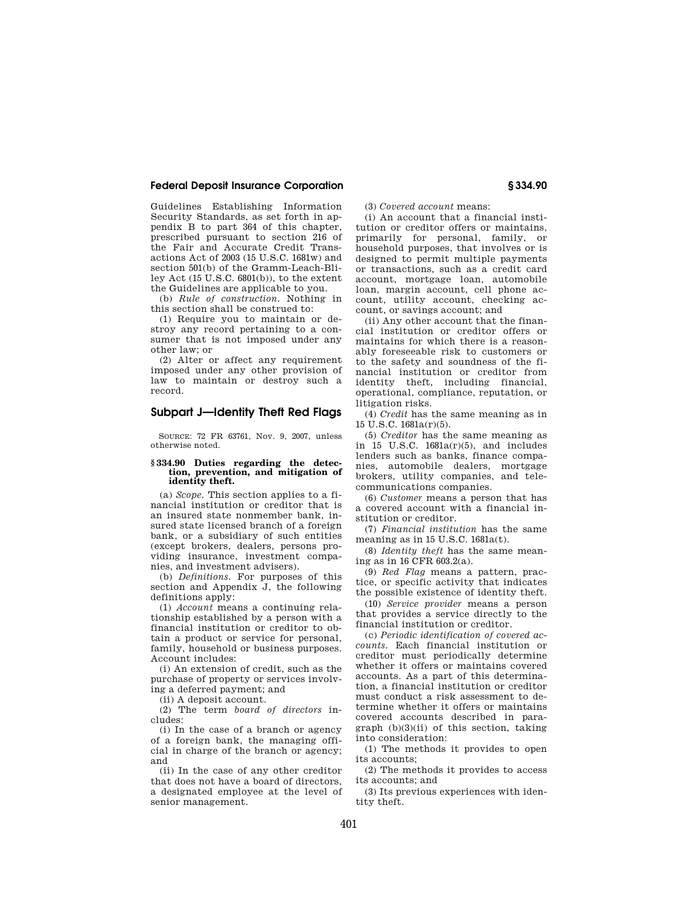Guidelines Establishing Information Security Standards, as set forth in appendix B to part 364 of this chapter, prescribed pursuant to section 216 of the Fair and Accurate Credit Transactions Act of 2003 (15 U.S.C. 1681w) and section 501(b) of the Gramm-Leach-Bliley Act (15 U.S.C. 6801(b)), to the extent the Guidelines are applicable to you.

(b) *Rule of construction.* Nothing in this section shall be construed to:

(1) Require you to maintain or destroy any record pertaining to a consumer that is not imposed under any other law; or

(2) Alter or affect any requirement imposed under any other provision of law to maintain or destroy such a record.

## Subpart J—Identity Theft Red Flags

SOURCE: 72 FR 63761, Nov. 9, 2007, unless otherwise noted.

### § 334.90 Duties regarding the detection, prevention, and mitigation of identity theft.

(a) *Scope.* This section applies to a financial institution or creditor that is an insured state nonmember bank, insured state licensed branch of a foreign bank, or a subsidiary of such entities (except brokers, dealers, persons providing insurance, investment companies, and investment advisers).

(b) *Definitions.* For purposes of this section and Appendix J, the following definitions apply:

(1) *Account* means a continuing relationship established by a person with a financial institution or creditor to obtain a product or service for personal, family, household or business purposes. Account includes:

(i) An extension of credit, such as the purchase of property or services involving a deferred payment; and

(ii) A deposit account.

(2) The term *board of directors* includes:

(i) In the case of a branch or agency of a foreign bank, the managing official in charge of the branch or agency; and

(ii) In the case of any other creditor that does not have a board of directors, a designated employee at the level of senior management.

(3) *Covered account* means:

(i) An account that a financial institution or creditor offers or maintains, primarily for personal, family, or household purposes, that involves or is designed to permit multiple payments or transactions, such as a credit card account, mortgage loan, automobile loan, margin account, cell phone account, utility account, checking account, or savings account; and

(ii) Any other account that the financial institution or creditor offers or maintains for which there is a reasonably foreseeable risk to customers or to the safety and soundness of the financial institution or creditor from identity theft, including financial, operational, compliance, reputation, or litigation risks.

(4) *Credit* has the same meaning as in 15 U.S.C. 1681a(r)(5).

(5) *Creditor* has the same meaning as in 15 U.S.C. 1681a(r)(5), and includes lenders such as banks, finance companies, automobile dealers, mortgage brokers, utility companies, and telecommunications companies.

(6) *Customer* means a person that has a covered account with a financial institution or creditor.

(7) *Financial institution* has the same meaning as in 15 U.S.C. 1681a(t).

(8) *Identity theft* has the same meaning as in 16 CFR 603.2(a).

(9) *Red Flag* means a pattern, practice, or specific activity that indicates the possible existence of identity theft.

(10) *Service provider* means a person that provides a service directly to the financial institution or creditor.

(c) *Periodic identification of covered accounts.* Each financial institution or creditor must periodically determine whether it offers or maintains covered accounts. As a part of this determination, a financial institution or creditor must conduct a risk assessment to determine whether it offers or maintains covered accounts described in paragraph (b)(3)(ii) of this section, taking into consideration:

(1) The methods it provides to open its accounts;

(2) The methods it provides to access its accounts; and

(3) Its previous experiences with identity theft.